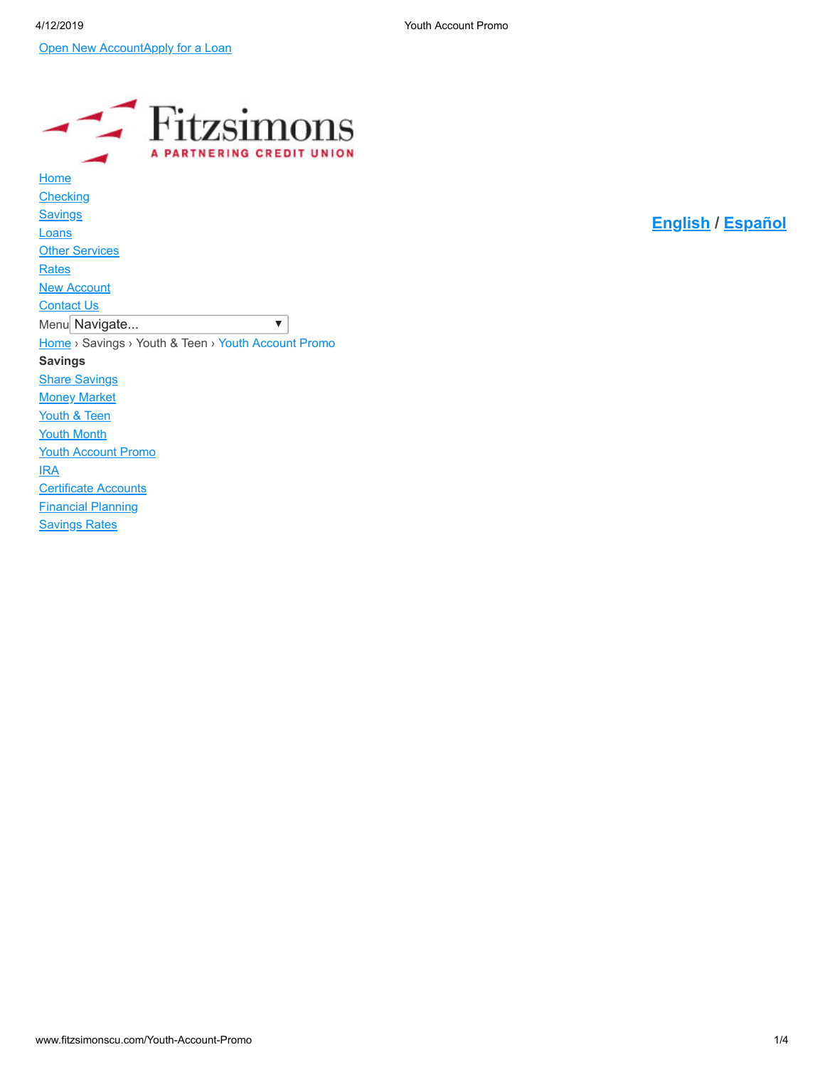Open New AccountApply for a Loan

Fitzsimons
A PARTNERING CREDIT UNION

- Home
- Checking
- Savings
- Loans
- Other Services
- Rates
- New Account
- Contact Us

English / Español

Menu Navigate...

Home › Savings › Youth & Teen › Youth Account Promo

**Savings**

- Share Savings
- Money Market
- Youth & Teen
- Youth Month
- Youth Account Promo
- IRA
- Certificate Accounts
- Financial Planning
- Savings Rates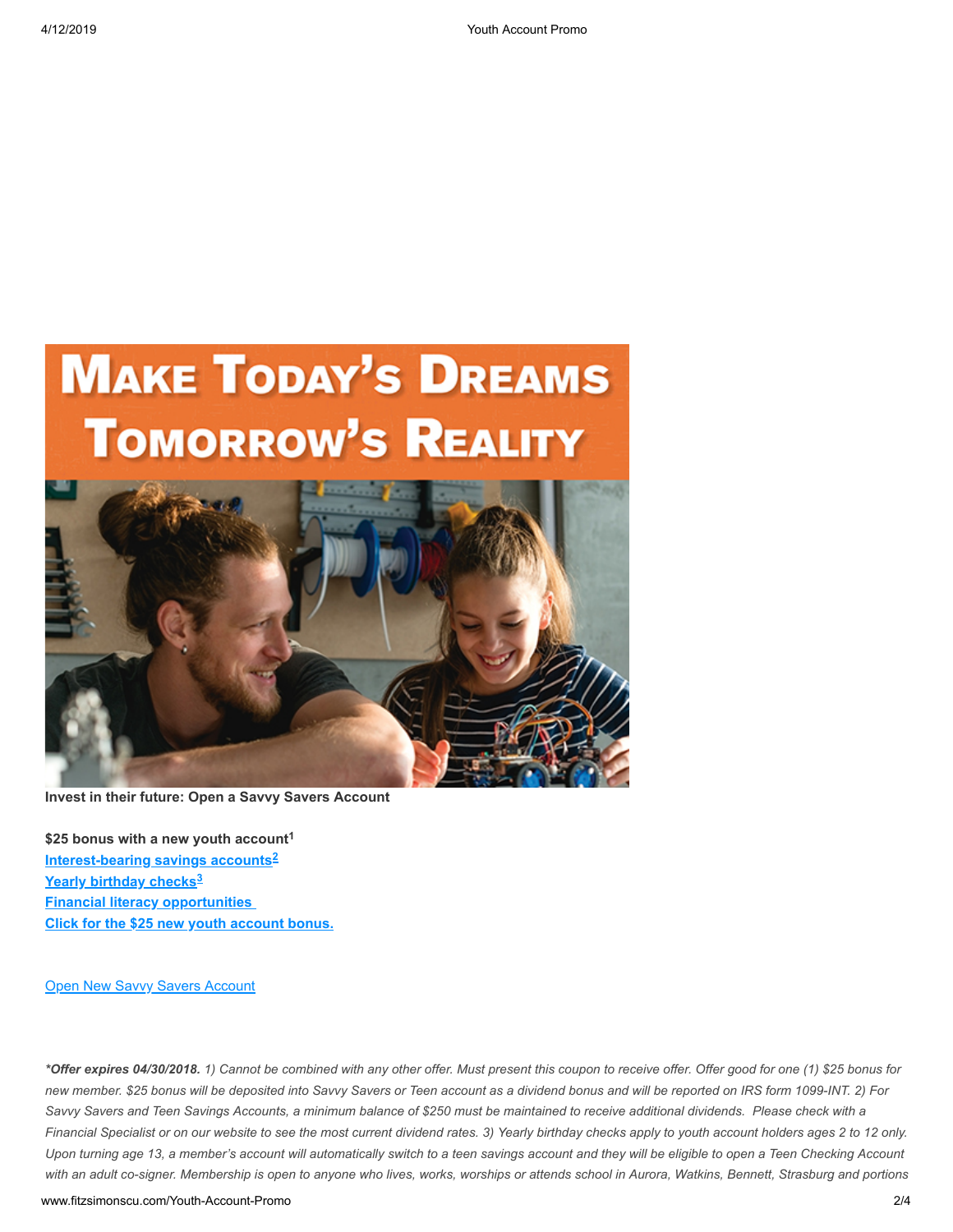MAKE TODAY'S DREAMS TOMORROW'S REALITY

**Invest in their future: Open a Savvy Savers Account**

**$25 bonus with a new youth account[1]**
**Interest-bearing savings accounts[2]**
**Yearly birthday checks[3]**
**Financial literacy opportunities**
**Click for the $25 new youth account bonus.**

Open New Savvy Savers Account

***Offer expires 04/30/2018.** 1) Cannot be combined with any other offer. Must present this coupon to receive offer. Offer good for one (1) $25 bonus for new member. $25 bonus will be deposited into Savvy Savers or Teen account as a dividend bonus and will be reported on IRS form 1099-INT. 2) For Savvy Savers and Teen Savings Accounts, a minimum balance of $250 must be maintained to receive additional dividends. Please check with a Financial Specialist or on our website to see the most current dividend rates. 3) Yearly birthday checks apply to youth account holders ages 2 to 12 only. Upon turning age 13, a member's account will automatically switch to a teen savings account and they will be eligible to open a Teen Checking Account with an adult co-signer. Membership is open to anyone who lives, works, worships or attends school in Aurora, Watkins, Bennett, Strasburg and portions*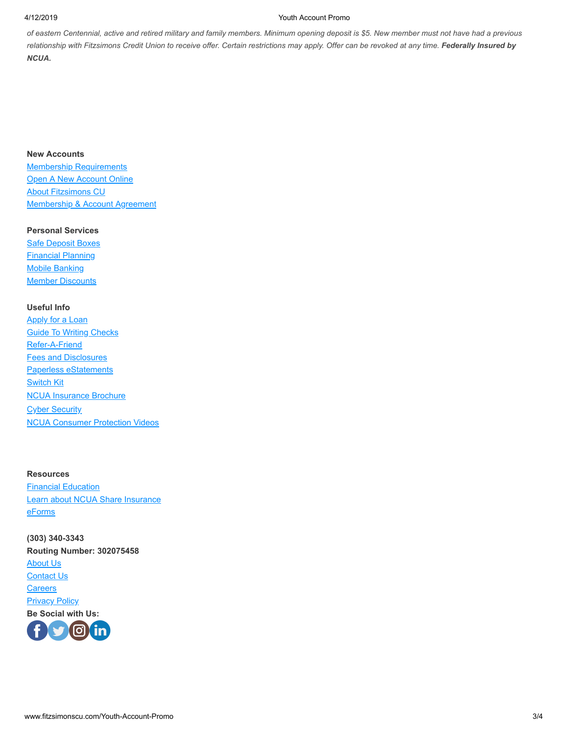*of eastern Centennial, active and retired military and family members. Minimum opening deposit is $5. New member must not have had a previous relationship with Fitzsimons Credit Union to receive offer. Certain restrictions may apply. Offer can be revoked at any time.* ***Federally Insured by NCUA.***

**New Accounts**

Membership Requirements
Open A New Account Online
About Fitzsimons CU
Membership & Account Agreement

**Personal Services**

Safe Deposit Boxes
Financial Planning
Mobile Banking
Member Discounts

**Useful Info**

Apply for a Loan
Guide To Writing Checks
Refer-A-Friend
Fees and Disclosures
Paperless eStatements
Switch Kit
NCUA Insurance Brochure
Cyber Security
NCUA Consumer Protection Videos

**Resources**

Financial Education
Learn about NCUA Share Insurance
eForms

**(303) 340-3343**
**Routing Number: 302075458**

About Us
Contact Us
Careers
Privacy Policy

**Be Social with Us:**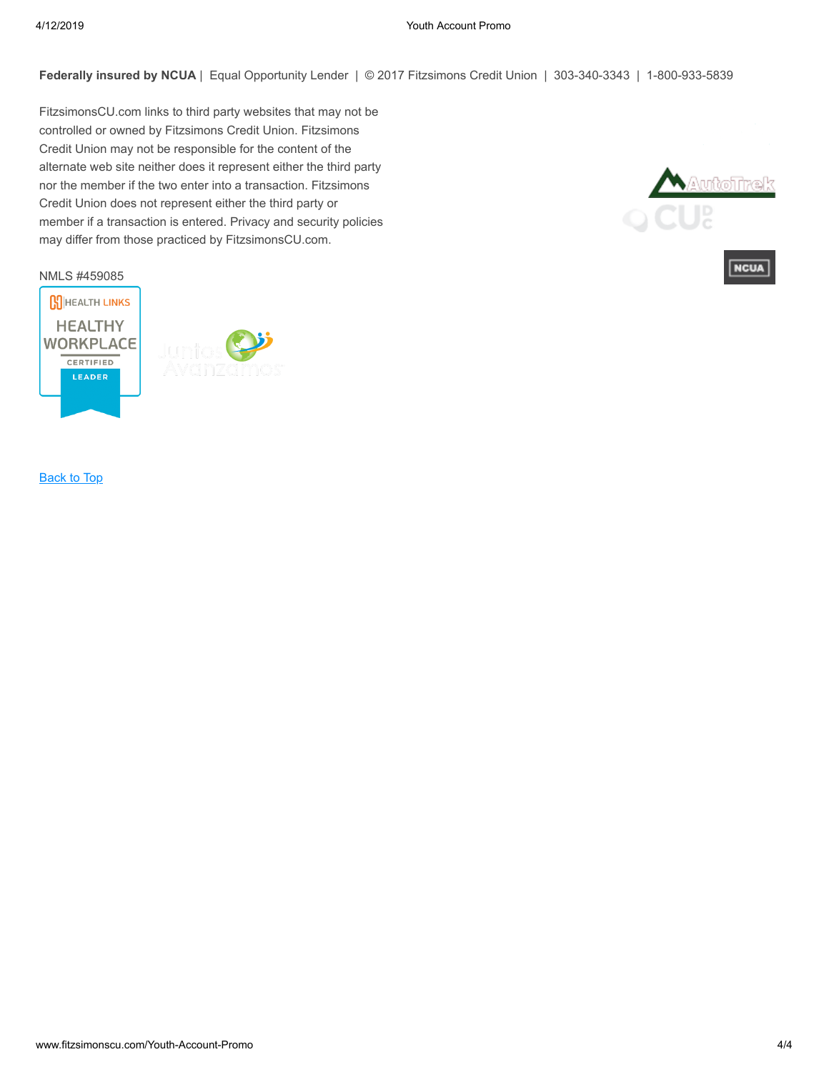**Federally insured by NCUA** | Equal Opportunity Lender | © 2017 Fitzsimons Credit Union | 303-340-3343 | 1-800-933-5839

FitzsimonsCU.com links to third party websites that may not be controlled or owned by Fitzsimons Credit Union. Fitzsimons Credit Union may not be responsible for the content of the alternate web site neither does it represent either the third party nor the member if the two enter into a transaction. Fitzsimons Credit Union does not represent either the third party or member if a transaction is entered. Privacy and security policies may differ from those practiced by FitzsimonsCU.com.

NMLS #459085

Back to Top